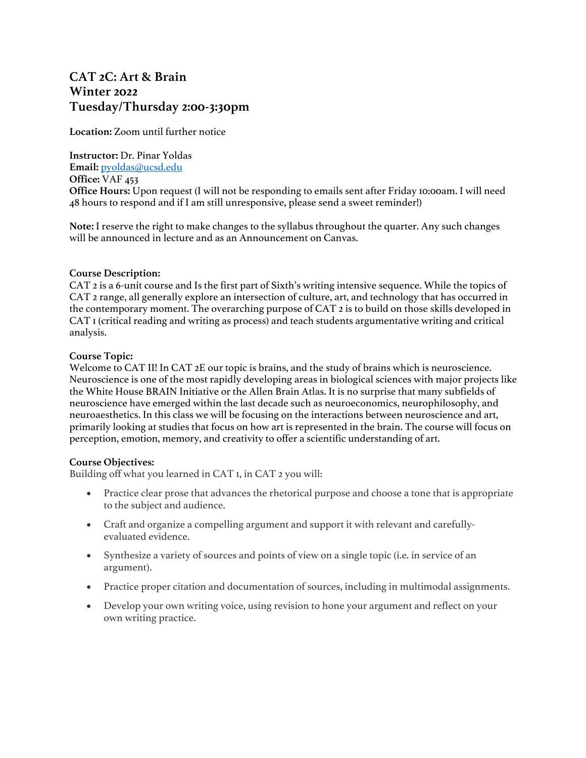# CAT 2C: Art & Brain
# Winter 2022
# Tuesday/Thursday 2:00-3:30pm

**Location:** Zoom until further notice

**Instructor:** Dr. Pinar Yoldas
**Email:** pyoldas@ucsd.edu
**Office:** VAF 453
**Office Hours:** Upon request (I will not be responding to emails sent after Friday 10:00am. I will need 48 hours to respond and if I am still unresponsive, please send a sweet reminder!)

**Note:** I reserve the right to make changes to the syllabus throughout the quarter. Any such changes will be announced in lecture and as an Announcement on Canvas.

**Course Description:**
CAT 2 is a 6-unit course and Is the first part of Sixth's writing intensive sequence. While the topics of CAT 2 range, all generally explore an intersection of culture, art, and technology that has occurred in the contemporary moment. The overarching purpose of CAT 2 is to build on those skills developed in CAT 1 (critical reading and writing as process) and teach students argumentative writing and critical analysis.

**Course Topic:**
Welcome to CAT II! In CAT 2E our topic is brains, and the study of brains which is neuroscience. Neuroscience is one of the most rapidly developing areas in biological sciences with major projects like the White House BRAIN Initiative or the Allen Brain Atlas. It is no surprise that many subfields of neuroscience have emerged within the last decade such as neuroeconomics, neurophilosophy, and neuroaesthetics. In this class we will be focusing on the interactions between neuroscience and art, primarily looking at studies that focus on how art is represented in the brain. The course will focus on perception, emotion, memory, and creativity to offer a scientific understanding of art.

**Course Objectives:**
Building off what you learned in CAT 1, in CAT 2 you will:

- Practice clear prose that advances the rhetorical purpose and choose a tone that is appropriate to the subject and audience.
- Craft and organize a compelling argument and support it with relevant and carefully-evaluated evidence.
- Synthesize a variety of sources and points of view on a single topic (i.e. in service of an argument).
- Practice proper citation and documentation of sources, including in multimodal assignments.
- Develop your own writing voice, using revision to hone your argument and reflect on your own writing practice.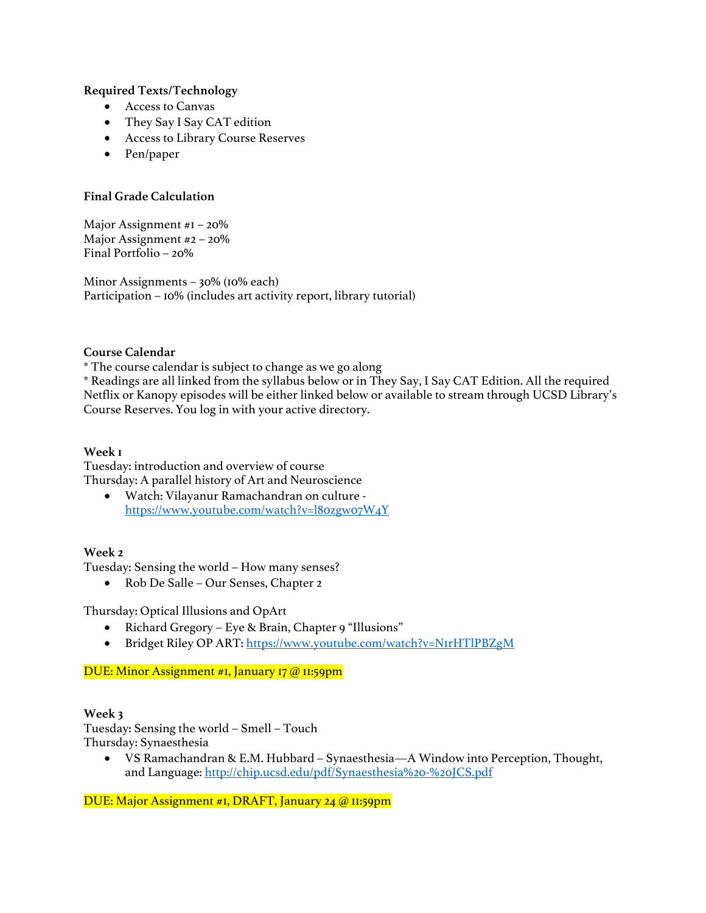**Required Texts/Technology**

- Access to Canvas
- They Say I Say CAT edition
- Access to Library Course Reserves
- Pen/paper

**Final Grade Calculation**

Major Assignment #1 – 20%
Major Assignment #2 – 20%
Final Portfolio – 20%

Minor Assignments – 30% (10% each)
Participation – 10% (includes art activity report, library tutorial)

**Course Calendar**

* The course calendar is subject to change as we go along
* Readings are all linked from the syllabus below or in They Say, I Say CAT Edition. All the required Netflix or Kanopy episodes will be either linked below or available to stream through UCSD Library's Course Reserves. You log in with your active directory.

**Week 1**

Tuesday: introduction and overview of course
Thursday: A parallel history of Art and Neuroscience

- Watch: Vilayanur Ramachandran on culture - https://www.youtube.com/watch?v=l80zgw07W4Y

**Week 2**

Tuesday: Sensing the world – How many senses?

- Rob De Salle – Our Senses, Chapter 2

Thursday: Optical Illusions and OpArt

- Richard Gregory – Eye & Brain, Chapter 9 "Illusions"
- Bridget Riley OP ART: https://www.youtube.com/watch?v=N1rHTlPBZgM

DUE: Minor Assignment #1, January 17 @ 11:59pm

**Week 3**

Tuesday: Sensing the world – Smell – Touch
Thursday: Synaesthesia

- VS Ramachandran & E.M. Hubbard – Synaesthesia—A Window into Perception, Thought, and Language: http://chip.ucsd.edu/pdf/Synaesthesia%20-%20JCS.pdf

DUE: Major Assignment #1, DRAFT, January 24 @ 11:59pm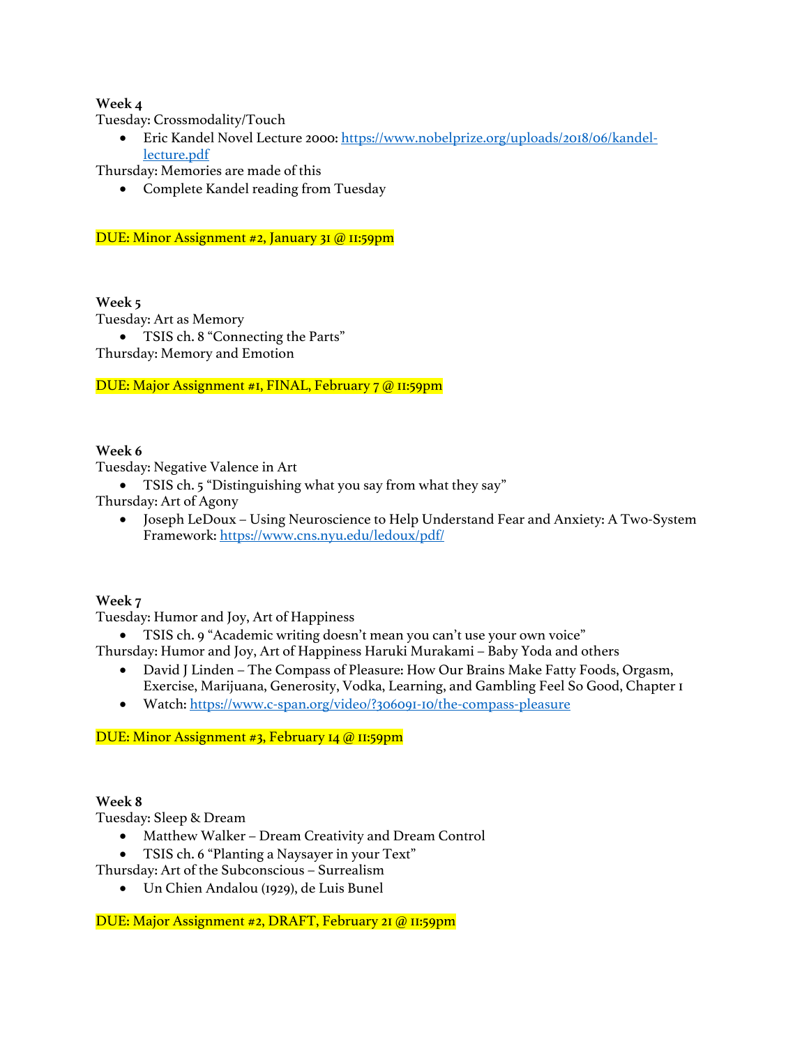**Week 4**
Tuesday: Crossmodality/Touch

- Eric Kandel Novel Lecture 2000: https://www.nobelprize.org/uploads/2018/06/kandel-lecture.pdf

Thursday: Memories are made of this

- Complete Kandel reading from Tuesday

DUE: Minor Assignment #2, January 31 @ 11:59pm

**Week 5**
Tuesday: Art as Memory

- TSIS ch. 8 "Connecting the Parts"

Thursday: Memory and Emotion

DUE: Major Assignment #1, FINAL, February 7 @ 11:59pm

**Week 6**
Tuesday: Negative Valence in Art

- TSIS ch. 5 "Distinguishing what you say from what they say"

Thursday: Art of Agony

- Joseph LeDoux – Using Neuroscience to Help Understand Fear and Anxiety: A Two-System Framework: https://www.cns.nyu.edu/ledoux/pdf/

**Week 7**
Tuesday: Humor and Joy, Art of Happiness

- TSIS ch. 9 "Academic writing doesn't mean you can't use your own voice"

Thursday: Humor and Joy, Art of Happiness Haruki Murakami – Baby Yoda and others

- David J Linden – The Compass of Pleasure: How Our Brains Make Fatty Foods, Orgasm, Exercise, Marijuana, Generosity, Vodka, Learning, and Gambling Feel So Good, Chapter 1
- Watch: https://www.c-span.org/video/?306091-10/the-compass-pleasure

DUE: Minor Assignment #3, February 14 @ 11:59pm

**Week 8**
Tuesday: Sleep & Dream

- Matthew Walker – Dream Creativity and Dream Control
- TSIS ch. 6 "Planting a Naysayer in your Text"

Thursday: Art of the Subconscious – Surrealism

- Un Chien Andalou (1929), de Luis Bunel

DUE: Major Assignment #2, DRAFT, February 21 @ 11:59pm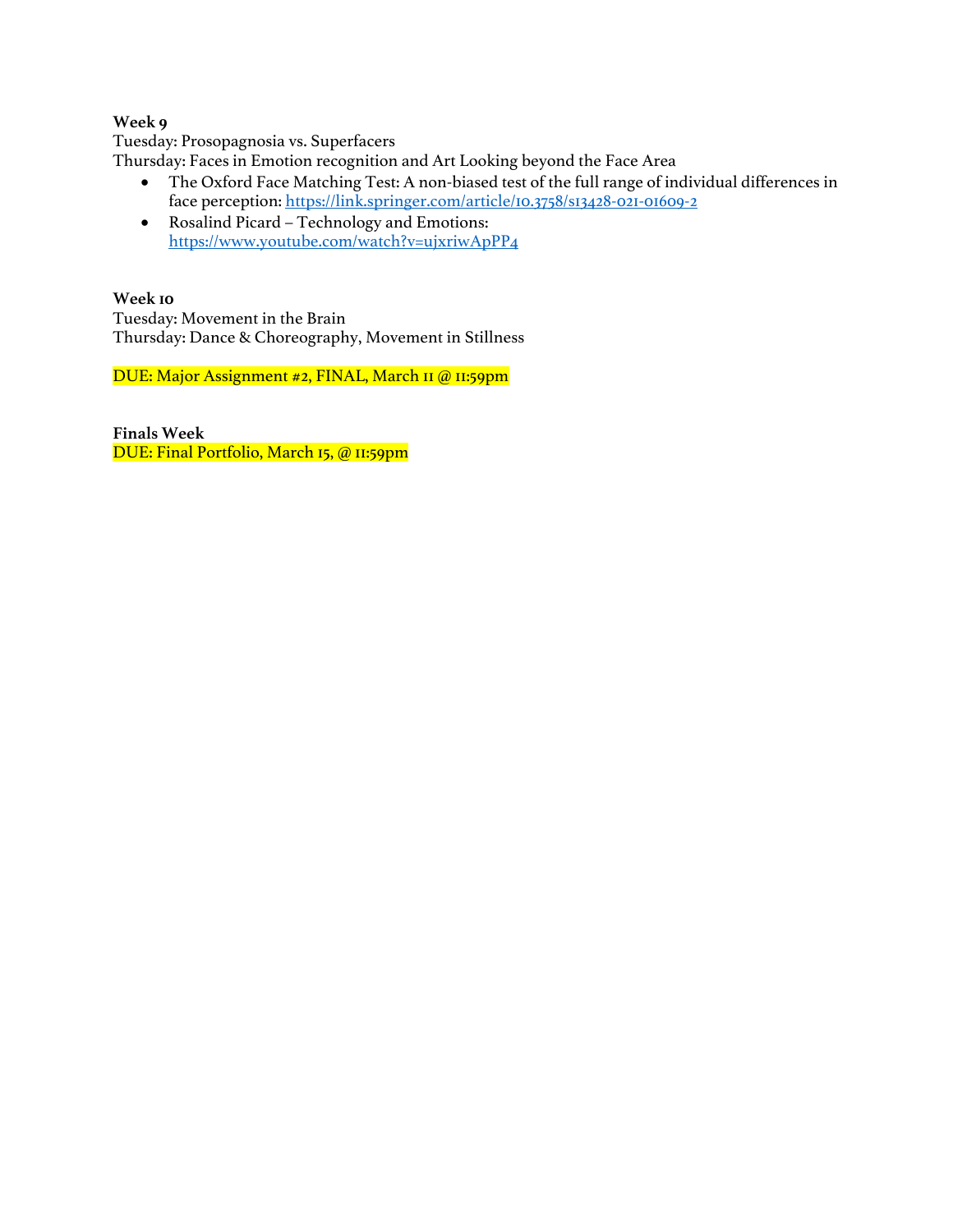**Week 9**

Tuesday: Prosopagnosia vs. Superfacers

Thursday: Faces in Emotion recognition and Art Looking beyond the Face Area

- The Oxford Face Matching Test: A non-biased test of the full range of individual differences in face perception: https://link.springer.com/article/10.3758/s13428-021-01609-2
- Rosalind Picard – Technology and Emotions: https://www.youtube.com/watch?v=ujxriwApPP4

**Week 10**

Tuesday: Movement in the Brain

Thursday: Dance & Choreography, Movement in Stillness

DUE: Major Assignment #2, FINAL, March 11 @ 11:59pm

**Finals Week**

DUE: Final Portfolio, March 15, @ 11:59pm